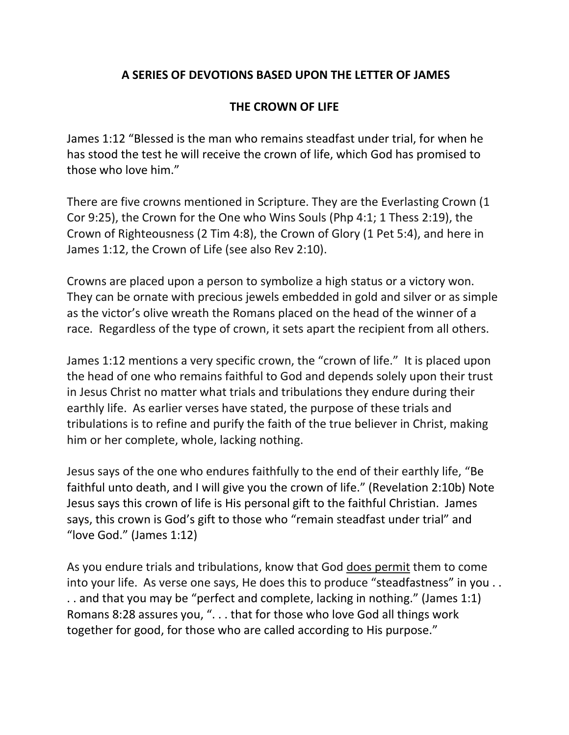## A SERIES OF DEVOTIONS BASED UPON THE LETTER OF JAMES

## THE CROWN OF LIFE

James 1:12 "Blessed is the man who remains steadfast under trial, for when he has stood the test he will receive the crown of life, which God has promised to those who love him."

There are five crowns mentioned in Scripture. They are the Everlasting Crown (1 Cor 9:25), the Crown for the One who Wins Souls (Php 4:1; 1 Thess 2:19), the Crown of Righteousness (2 Tim 4:8), the Crown of Glory (1 Pet 5:4), and here in James 1:12, the Crown of Life (see also Rev 2:10).

Crowns are placed upon a person to symbolize a high status or a victory won. They can be ornate with precious jewels embedded in gold and silver or as simple as the victor's olive wreath the Romans placed on the head of the winner of a race. Regardless of the type of crown, it sets apart the recipient from all others.

James 1:12 mentions a very specific crown, the "crown of life." It is placed upon the head of one who remains faithful to God and depends solely upon their trust in Jesus Christ no matter what trials and tribulations they endure during their earthly life. As earlier verses have stated, the purpose of these trials and tribulations is to refine and purify the faith of the true believer in Christ, making him or her complete, whole, lacking nothing.

Jesus says of the one who endures faithfully to the end of their earthly life, "Be faithful unto death, and I will give you the crown of life." (Revelation 2:10b) Note Jesus says this crown of life is His personal gift to the faithful Christian. James says, this crown is God's gift to those who "remain steadfast under trial" and "love God." (James 1:12)

As you endure trials and tribulations, know that God <u>does permit</u> them to come into your life. As verse one says, He does this to produce "steadfastness" in you . . . . and that you may be "perfect and complete, lacking in nothing." (James 1:1) Romans 8:28 assures you, ". . . that for those who love God all things work together for good, for those who are called according to His purpose."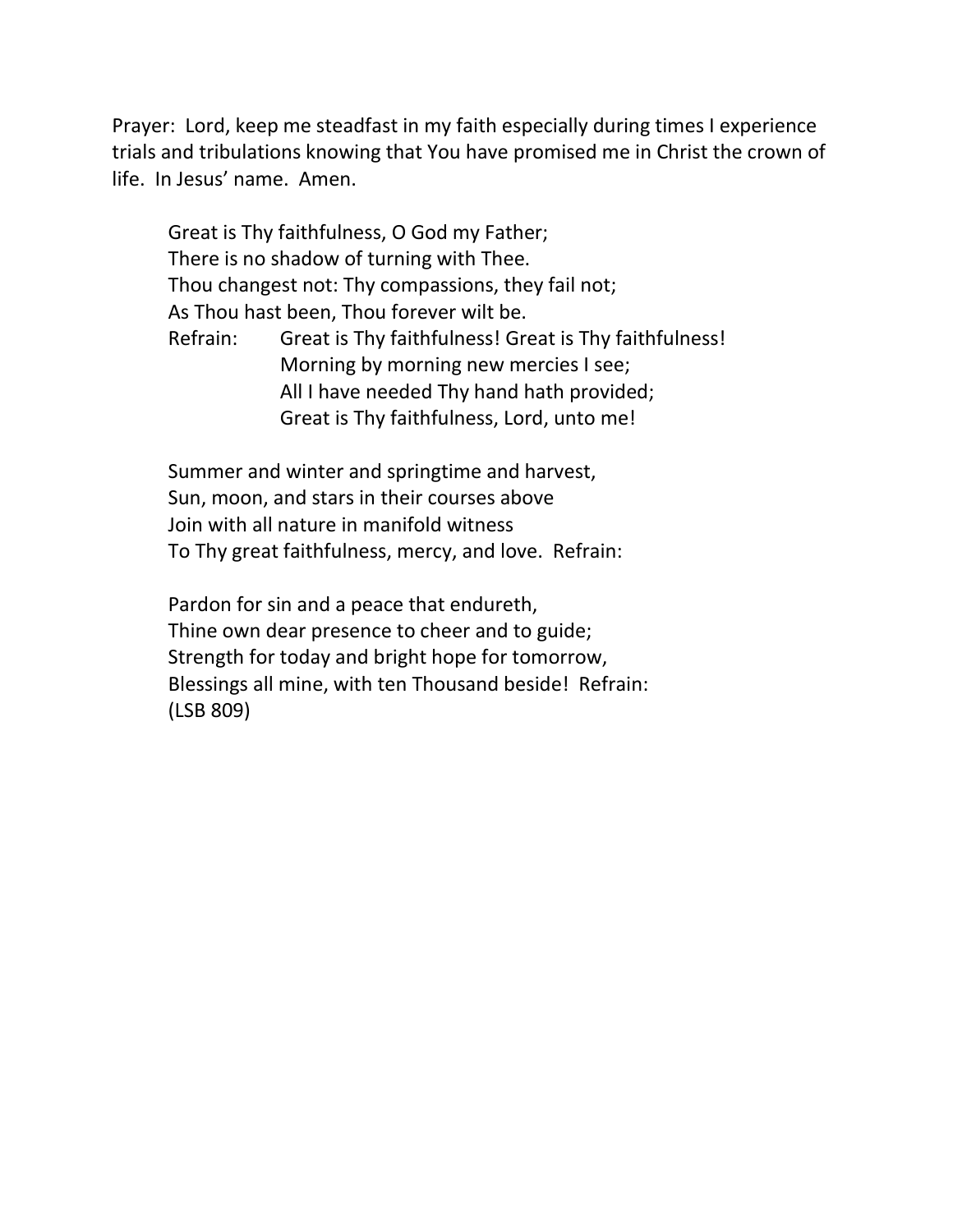Prayer:  Lord, keep me steadfast in my faith especially during times I experience trials and tribulations knowing that You have promised me in Christ the crown of life.  In Jesus' name.  Amen.

Great is Thy faithfulness, O God my Father;  
There is no shadow of turning with Thee.  
Thou changest not: Thy compassions, they fail not;  
As Thou hast been, Thou forever wilt be.  
Refrain: Great is Thy faithfulness! Great is Thy faithfulness!  
Morning by morning new mercies I see;  
All I have needed Thy hand hath provided;  
Great is Thy faithfulness, Lord, unto me!

Summer and winter and springtime and harvest,  
Sun, moon, and stars in their courses above  
Join with all nature in manifold witness  
To Thy great faithfulness, mercy, and love.  Refrain:

Pardon for sin and a peace that endureth,  
Thine own dear presence to cheer and to guide;  
Strength for today and bright hope for tomorrow,  
Blessings all mine, with ten Thousand beside!  Refrain:  
(LSB 809)